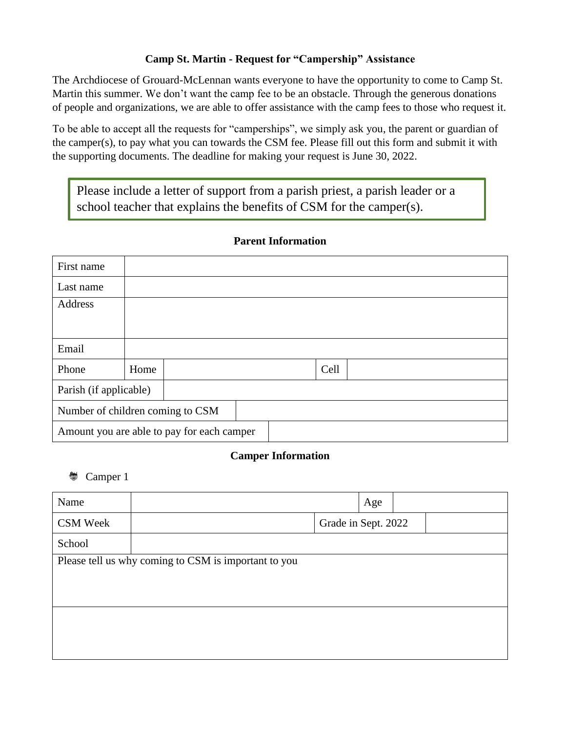### Camp St. Martin - Request for "Campership" Assistance

The Archdiocese of Grouard-McLennan wants everyone to have the opportunity to come to Camp St. Martin this summer. We don't want the camp fee to be an obstacle. Through the generous donations of people and organizations, we are able to offer assistance with the camp fees to those who request it.

To be able to accept all the requests for "camperships", we simply ask you, the parent or guardian of the camper(s), to pay what you can towards the CSM fee. Please fill out this form and submit it with the supporting documents. The deadline for making your request is June 30, 2022.

> Please include a letter of support from a parish priest, a parish leader or a school teacher that explains the benefits of CSM for the camper(s).

#### Parent Information

| | | | |
|---|---|---|---|
| First name | | | |
| Last name | | | |
| Address | | | |
| Email | | | |
| Phone | Home | Cell | |
| Parish (if applicable) | | | |
| Number of children coming to CSM | | | |
| Amount you are able to pay for each camper | | | |

#### Camper Information

- Camper 1

| | | | |
|---|---|---|---|
| Name | | Age | |
| CSM Week | | Grade in Sept. 2022 | |
| School | | | |
| Please tell us why coming to CSM is important to you | | | |
| | | | |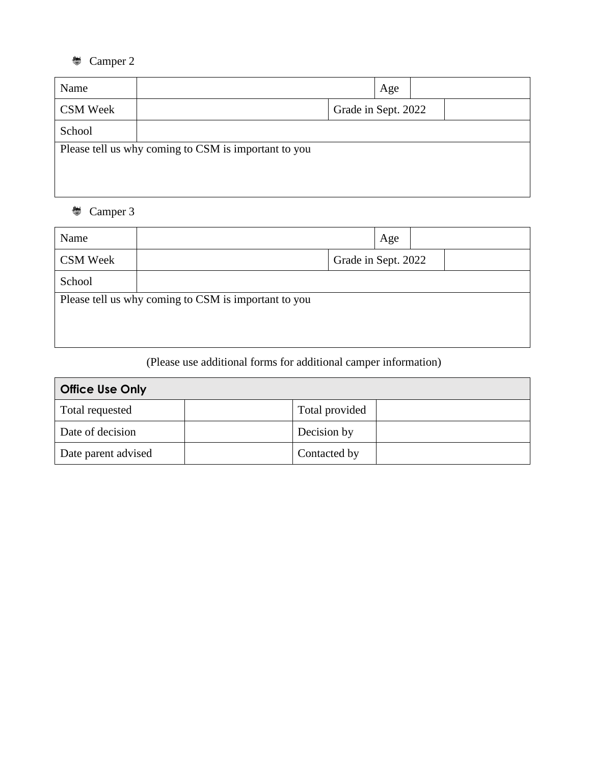Camper 2

| | | | |
|---|---|---|---|
| Name | | Age | |
| CSM Week | | Grade in Sept. 2022 | |
| School | | | |
| Please tell us why coming to CSM is important to you | | | |

Camper 3

| | | | |
|---|---|---|---|
| Name | | Age | |
| CSM Week | | Grade in Sept. 2022 | |
| School | | | |
| Please tell us why coming to CSM is important to you | | | |

(Please use additional forms for additional camper information)

| **Office Use Only** | | | |
|---|---|---|---|
| Total requested | | Total provided | |
| Date of decision | | Decision by | |
| Date parent advised | | Contacted by | |